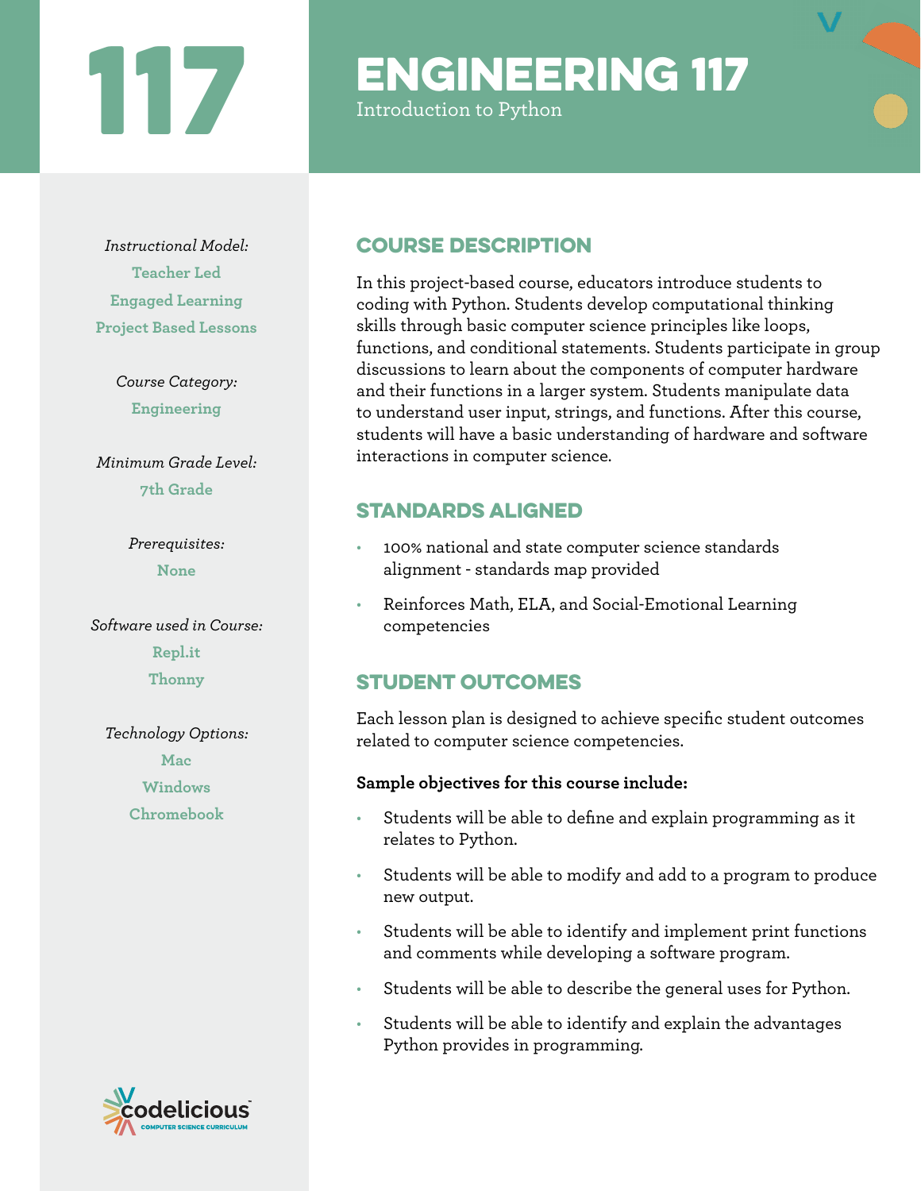# 117

# ENGINEERING 117

Introduction to Python

*Instructional Model:*

**Teacher Led**

**Engaged Learning**

**Project Based Lessons**

*Course Category:*

**Engineering**

*Minimum Grade Level:*

**7th Grade**

*Prerequisites:*

**None**

*Software used in Course:*

**Repl.it**

**Thonny**

*Technology Options:*

**Mac**

**Windows**

**Chromebook**

## COURSE DESCRIPTION

In this project-based course, educators introduce students to coding with Python. Students develop computational thinking skills through basic computer science principles like loops, functions, and conditional statements. Students participate in group discussions to learn about the components of computer hardware and their functions in a larger system. Students manipulate data to understand user input, strings, and functions. After this course, students will have a basic understanding of hardware and software interactions in computer science.

## STANDARDS ALIGNED

- 100% national and state computer science standards alignment - standards map provided
- Reinforces Math, ELA, and Social-Emotional Learning competencies

## STUDENT OUTCOMES

Each lesson plan is designed to achieve specific student outcomes related to computer science competencies.

**Sample objectives for this course include:**

- Students will be able to define and explain programming as it relates to Python.
- Students will be able to modify and add to a program to produce new output.
- Students will be able to identify and implement print functions and comments while developing a software program.
- Students will be able to describe the general uses for Python.
- Students will be able to identify and explain the advantages Python provides in programming.

codelicious
COMPUTER SCIENCE CURRICULUM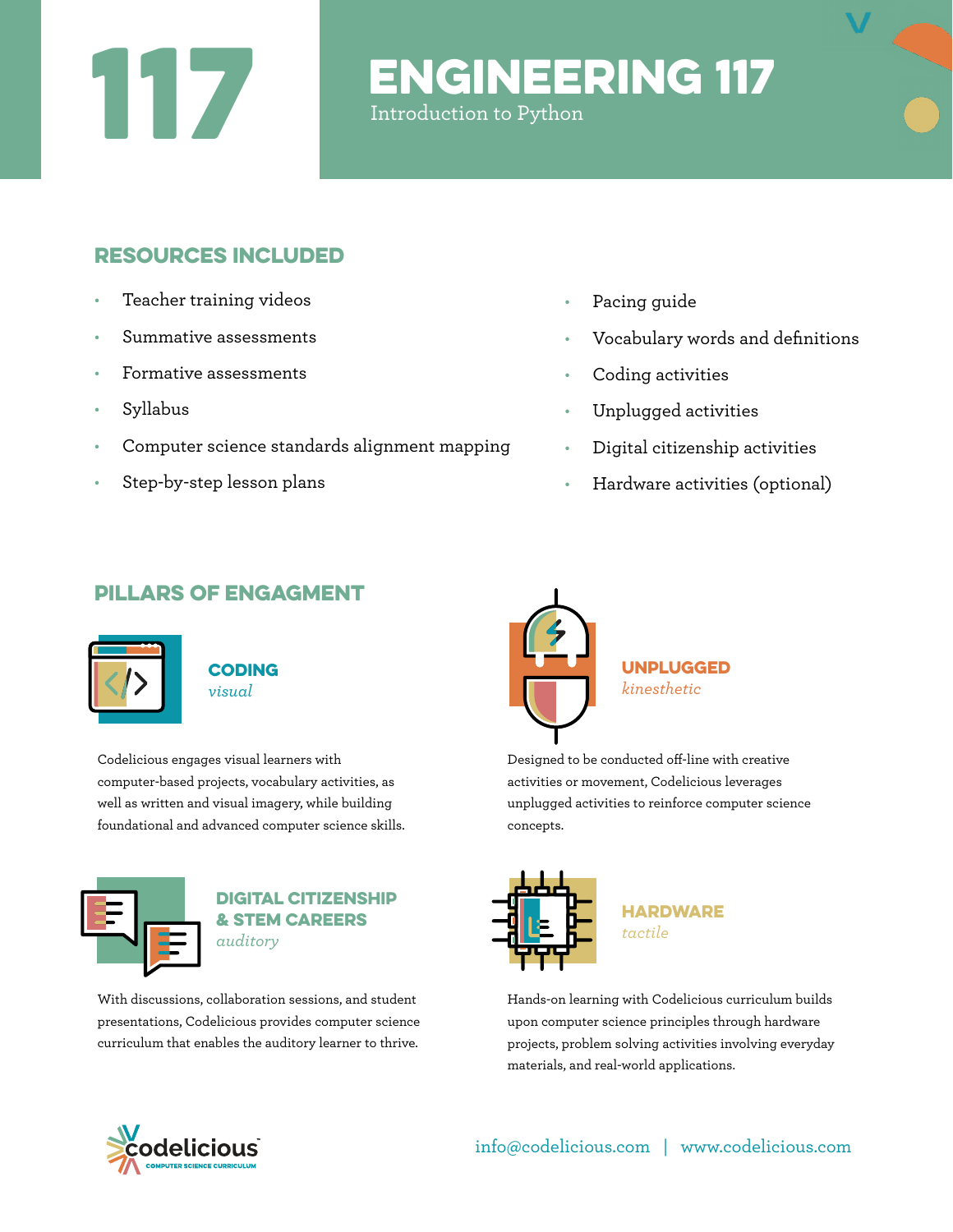# 117

# ENGINEERING 117

Introduction to Python

## RESOURCES INCLUDED

- Teacher training videos
- Summative assessments
- Formative assessments
- Syllabus
- Computer science standards alignment mapping
- Step-by-step lesson plans
- Pacing guide
- Vocabulary words and definitions
- Coding activities
- Unplugged activities
- Digital citizenship activities
- Hardware activities (optional)

## PILLARS OF ENGAGMENT

### CODING
*visual*

Codelicious engages visual learners with computer-based projects, vocabulary activities, as well as written and visual imagery, while building foundational and advanced computer science skills.

### UNPLUGGED
*kinesthetic*

Designed to be conducted off-line with creative activities or movement, Codelicious leverages unplugged activities to reinforce computer science concepts.

### DIGITAL CITIZENSHIP & STEM CAREERS
*auditory*

With discussions, collaboration sessions, and student presentations, Codelicious provides computer science curriculum that enables the auditory learner to thrive.

### HARDWARE
*tactile*

Hands-on learning with Codelicious curriculum builds upon computer science principles through hardware projects, problem solving activities involving everyday materials, and real-world applications.

codelicious COMPUTER SCIENCE CURRICULUM

info@codelicious.com | www.codelicious.com